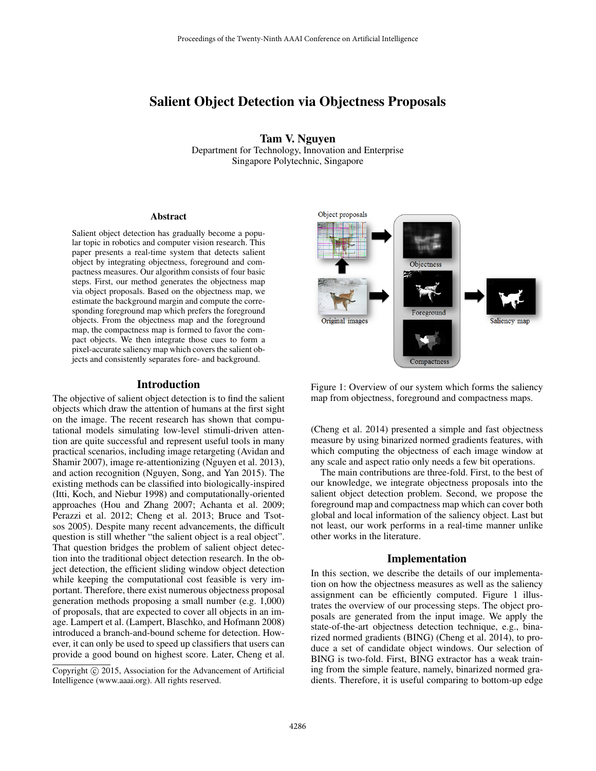# Salient Object Detection via Objectness Proposals

**Tam V. Nguyen**
Department for Technology, Innovation and Enterprise
Singapore Polytechnic, Singapore

### Abstract

Salient object detection has gradually become a popular topic in robotics and computer vision research. This paper presents a real-time system that detects salient object by integrating objectness, foreground and compactness measures. Our algorithm consists of four basic steps. First, our method generates the objectness map via object proposals. Based on the objectness map, we estimate the background margin and compute the corresponding foreground map which prefers the foreground objects. From the objectness map and the foreground map, the compactness map is formed to favor the compact objects. We then integrate those cues to form a pixel-accurate saliency map which covers the salient objects and consistently separates fore- and background.

## Introduction

The objective of salient object detection is to find the salient objects which draw the attention of humans at the first sight on the image. The recent research has shown that computational models simulating low-level stimuli-driven attention are quite successful and represent useful tools in many practical scenarios, including image retargeting (Avidan and Shamir 2007), image re-attentionizing (Nguyen et al. 2013), and action recognition (Nguyen, Song, and Yan 2015). The existing methods can be classified into biologically-inspired (Itti, Koch, and Niebur 1998) and computationally-oriented approaches (Hou and Zhang 2007; Achanta et al. 2009; Perazzi et al. 2012; Cheng et al. 2013; Bruce and Tsotsos 2005). Despite many recent advancements, the difficult question is still whether "the salient object is a real object". That question bridges the problem of salient object detection into the traditional object detection research. In the object detection, the efficient sliding window object detection while keeping the computational cost feasible is very important. Therefore, there exist numerous objectness proposal generation methods proposing a small number (e.g. 1,000) of proposals, that are expected to cover all objects in an image. Lampert et al. (Lampert, Blaschko, and Hofmann 2008) introduced a branch-and-bound scheme for detection. However, it can only be used to speed up classifiers that users can provide a good bound on highest score. Later, Cheng et al. (Cheng et al. 2014) presented a simple and fast objectness measure by using binarized normed gradients features, with which computing the objectness of each image window at any scale and aspect ratio only needs a few bit operations.

Figure 1: Overview of our system which forms the saliency map from objectness, foreground and compactness maps.

The main contributions are three-fold. First, to the best of our knowledge, we integrate objectness proposals into the salient object detection problem. Second, we propose the foreground map and compactness map which can cover both global and local information of the saliency object. Last but not least, our work performs in a real-time manner unlike other works in the literature.

## Implementation

In this section, we describe the details of our implementation on how the objectness measures as well as the saliency assignment can be efficiently computed. Figure 1 illustrates the overview of our processing steps. The object proposals are generated from the input image. We apply the state-of-the-art objectness detection technique, e.g., binarized normed gradients (BING) (Cheng et al. 2014), to produce a set of candidate object windows. Our selection of BING is two-fold. First, BING extractor has a weak training from the simple feature, namely, binarized normed gradients. Therefore, it is useful comparing to bottom-up edge

Copyright © 2015, Association for the Advancement of Artificial Intelligence (www.aaai.org). All rights reserved.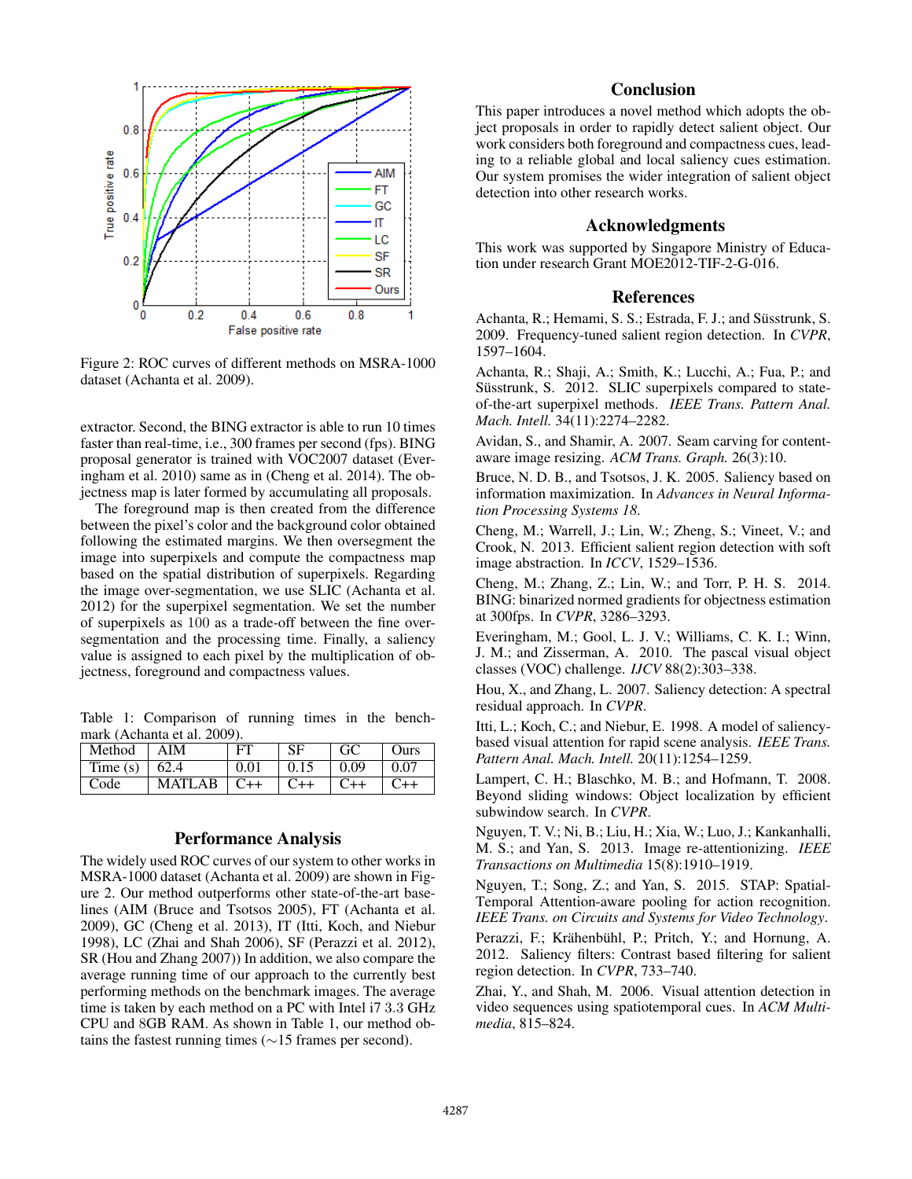1
0.8
0.6
0.4
0.2
0
0 0.2 0.4 0.6 0.8 1
True positive rate
False positive rate
AIM
FT
GC
IT
LC
SF
SR
Ours

Figure 2: ROC curves of different methods on MSRA-1000 dataset (Achanta et al. 2009).

extractor. Second, the BING extractor is able to run 10 times faster than real-time, i.e., 300 frames per second (fps). BING proposal generator is trained with VOC2007 dataset (Everingham et al. 2010) same as in (Cheng et al. 2014). The objectness map is later formed by accumulating all proposals.

The foreground map is then created from the difference between the pixel's color and the background color obtained following the estimated margins. We then oversegment the image into superpixels and compute the compactness map based on the spatial distribution of superpixels. Regarding the image over-segmentation, we use SLIC (Achanta et al. 2012) for the superpixel segmentation. We set the number of superpixels as 100 as a trade-off between the fine over-segmentation and the processing time. Finally, a saliency value is assigned to each pixel by the multiplication of objectness, foreground and compactness values.

Table 1: Comparison of running times in the benchmark (Achanta et al. 2009).

| Method | AIM | FT | SF | GC | Ours |
|---|---|---|---|---|---|
| Time (s) | 62.4 | 0.01 | 0.15 | 0.09 | 0.07 |
| Code | MATLAB | C++ | C++ | C++ | C++ |

## Performance Analysis

The widely used ROC curves of our system to other works in MSRA-1000 dataset (Achanta et al. 2009) are shown in Figure 2. Our method outperforms other state-of-the-art baselines (AIM (Bruce and Tsotsos 2005), FT (Achanta et al. 2009), GC (Cheng et al. 2013), IT (Itti, Koch, and Niebur 1998), LC (Zhai and Shah 2006), SF (Perazzi et al. 2012), SR (Hou and Zhang 2007)) In addition, we also compare the average running time of our approach to the currently best performing methods on the benchmark images. The average time is taken by each method on a PC with Intel i7 3.3 GHz CPU and 8GB RAM. As shown in Table 1, our method obtains the fastest running times ($\sim$15 frames per second).

## Conclusion

This paper introduces a novel method which adopts the object proposals in order to rapidly detect salient object. Our work considers both foreground and compactness cues, leading to a reliable global and local saliency cues estimation. Our system promises the wider integration of salient object detection into other research works.

## Acknowledgments

This work was supported by Singapore Ministry of Education under research Grant MOE2012-TIF-2-G-016.

## References

Achanta, R.; Hemami, S. S.; Estrada, F. J.; and Süsstrunk, S. 2009. Frequency-tuned salient region detection. In *CVPR*, 1597–1604.

Achanta, R.; Shaji, A.; Smith, K.; Lucchi, A.; Fua, P.; and Süsstrunk, S. 2012. SLIC superpixels compared to state-of-the-art superpixel methods. *IEEE Trans. Pattern Anal. Mach. Intell.* 34(11):2274–2282.

Avidan, S., and Shamir, A. 2007. Seam carving for content-aware image resizing. *ACM Trans. Graph.* 26(3):10.

Bruce, N. D. B., and Tsotsos, J. K. 2005. Saliency based on information maximization. In *Advances in Neural Information Processing Systems 18*.

Cheng, M.; Warrell, J.; Lin, W.; Zheng, S.; Vineet, V.; and Crook, N. 2013. Efficient salient region detection with soft image abstraction. In *ICCV*, 1529–1536.

Cheng, M.; Zhang, Z.; Lin, W.; and Torr, P. H. S. 2014. BING: binarized normed gradients for objectness estimation at 300fps. In *CVPR*, 3286–3293.

Everingham, M.; Gool, L. J. V.; Williams, C. K. I.; Winn, J. M.; and Zisserman, A. 2010. The pascal visual object classes (VOC) challenge. *IJCV* 88(2):303–338.

Hou, X., and Zhang, L. 2007. Saliency detection: A spectral residual approach. In *CVPR*.

Itti, L.; Koch, C.; and Niebur, E. 1998. A model of saliency-based visual attention for rapid scene analysis. *IEEE Trans. Pattern Anal. Mach. Intell.* 20(11):1254–1259.

Lampert, C. H.; Blaschko, M. B.; and Hofmann, T. 2008. Beyond sliding windows: Object localization by efficient subwindow search. In *CVPR*.

Nguyen, T. V.; Ni, B.; Liu, H.; Xia, W.; Luo, J.; Kankanhalli, M. S.; and Yan, S. 2013. Image re-attentionizing. *IEEE Transactions on Multimedia* 15(8):1910–1919.

Nguyen, T.; Song, Z.; and Yan, S. 2015. STAP: Spatial-Temporal Attention-aware pooling for action recognition. *IEEE Trans. on Circuits and Systems for Video Technology*.

Perazzi, F.; Krähenbühl, P.; Pritch, Y.; and Hornung, A. 2012. Saliency filters: Contrast based filtering for salient region detection. In *CVPR*, 733–740.

Zhai, Y., and Shah, M. 2006. Visual attention detection in video sequences using spatiotemporal cues. In *ACM Multimedia*, 815–824.